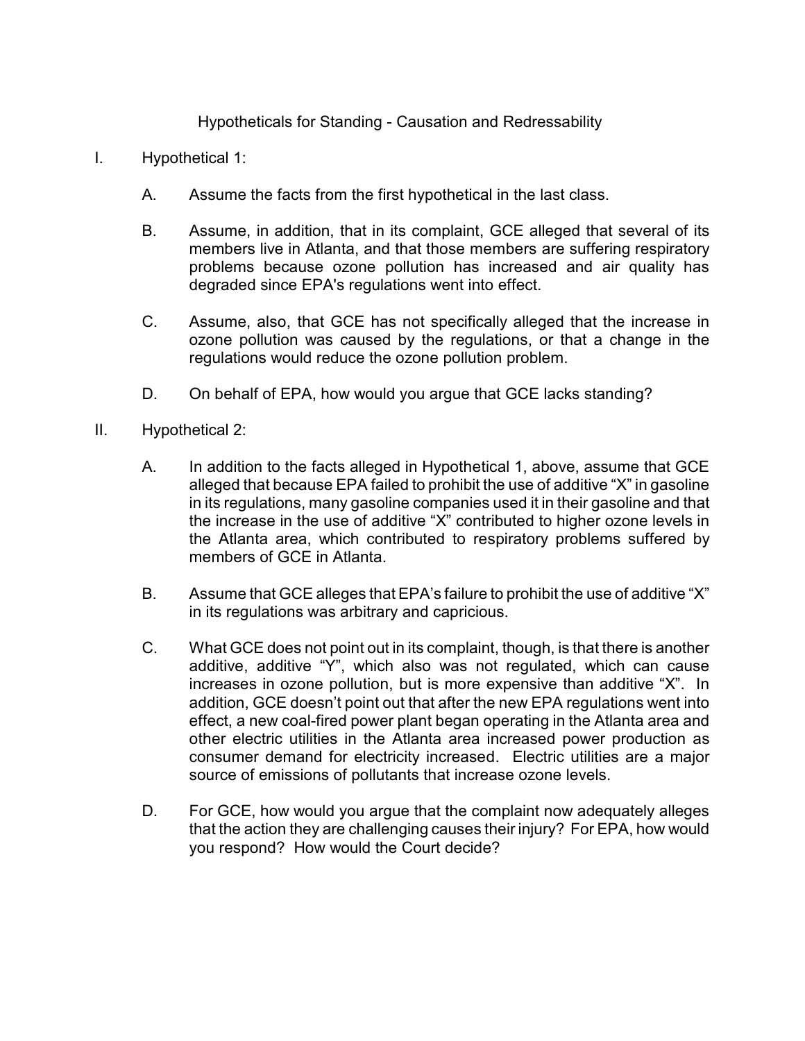# Hypotheticals for Standing - Causation and Redressability

I. Hypothetical 1:

   A. Assume the facts from the first hypothetical in the last class.

   B. Assume, in addition, that in its complaint, GCE alleged that several of its members live in Atlanta, and that those members are suffering respiratory problems because ozone pollution has increased and air quality has degraded since EPA's regulations went into effect.

   C. Assume, also, that GCE has not specifically alleged that the increase in ozone pollution was caused by the regulations, or that a change in the regulations would reduce the ozone pollution problem.

   D. On behalf of EPA, how would you argue that GCE lacks standing?

II. Hypothetical 2:

   A. In addition to the facts alleged in Hypothetical 1, above, assume that GCE alleged that because EPA failed to prohibit the use of additive "X" in gasoline in its regulations, many gasoline companies used it in their gasoline and that the increase in the use of additive "X" contributed to higher ozone levels in the Atlanta area, which contributed to respiratory problems suffered by members of GCE in Atlanta.

   B. Assume that GCE alleges that EPA's failure to prohibit the use of additive "X" in its regulations was arbitrary and capricious.

   C. What GCE does not point out in its complaint, though, is that there is another additive, additive "Y", which also was not regulated, which can cause increases in ozone pollution, but is more expensive than additive "X". In addition, GCE doesn't point out that after the new EPA regulations went into effect, a new coal-fired power plant began operating in the Atlanta area and other electric utilities in the Atlanta area increased power production as consumer demand for electricity increased. Electric utilities are a major source of emissions of pollutants that increase ozone levels.

   D. For GCE, how would you argue that the complaint now adequately alleges that the action they are challenging causes their injury? For EPA, how would you respond? How would the Court decide?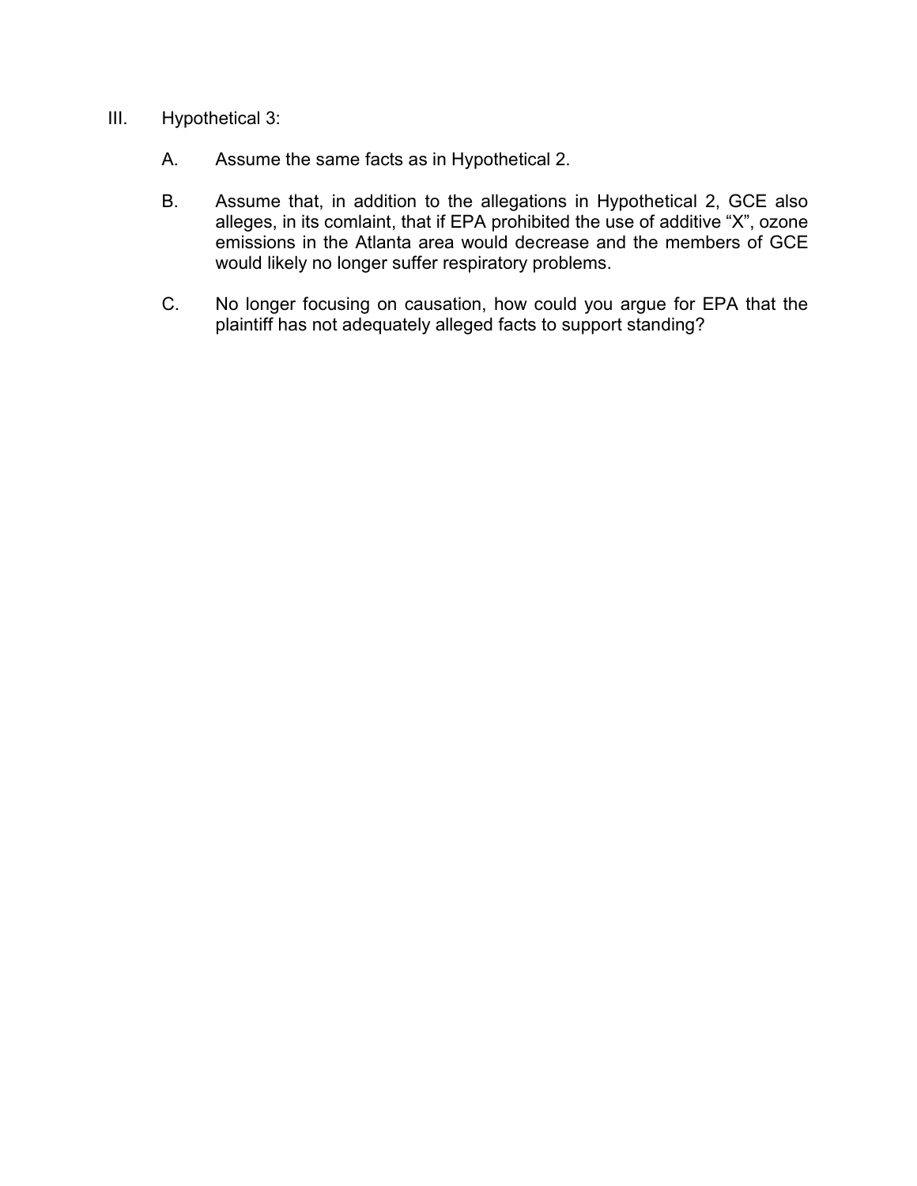III. Hypothetical 3:

A. Assume the same facts as in Hypothetical 2.

B. Assume that, in addition to the allegations in Hypothetical 2, GCE also alleges, in its comlaint, that if EPA prohibited the use of additive "X", ozone emissions in the Atlanta area would decrease and the members of GCE would likely no longer suffer respiratory problems.

C. No longer focusing on causation, how could you argue for EPA that the plaintiff has not adequately alleged facts to support standing?